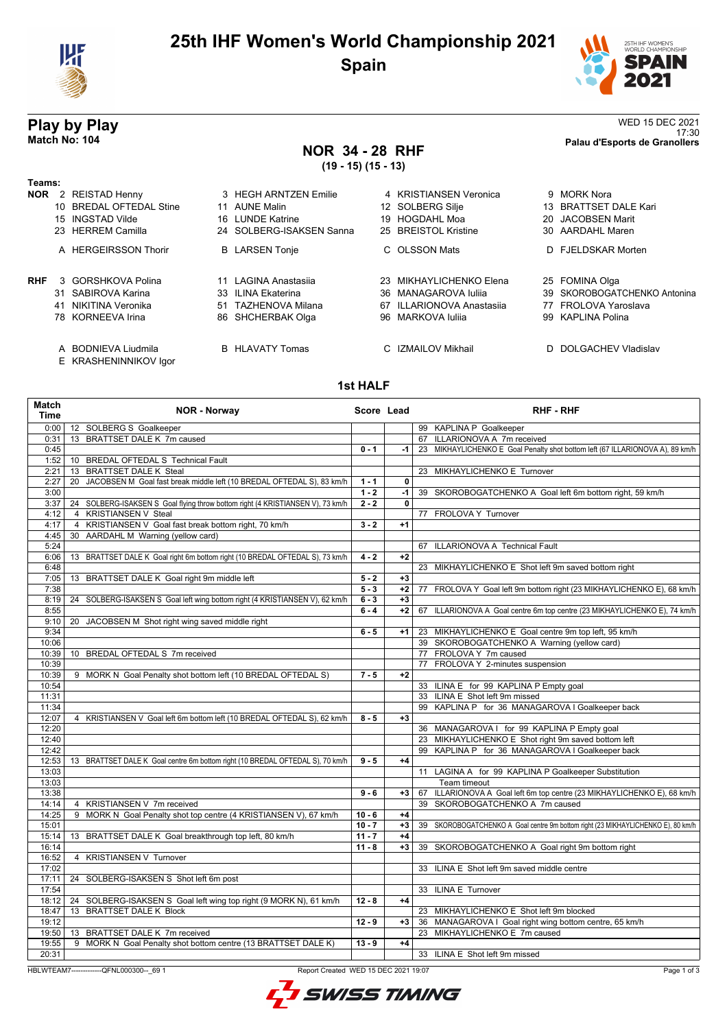# 25th IHF Women's World Championship 2021

## Spain

## Play by Play

**Match No: 104**

WED 15 DEC 2021
17:30
**Palau d'Esports de Granollers**

### NOR 34 - 28 RHF

**(19 - 15) (15 - 13)**

**Teams:**

**NOR**

| | | | |
|---|---|---|---|
| 2 REISTAD Henny | 3 HEGH ARNTZEN Emilie | 4 KRISTIANSEN Veronica | 9 MORK Nora |
| 10 BREDAL OFTEDAL Stine | 11 AUNE Malin | 12 SOLBERG Silje | 13 BRATTSET DALE Kari |
| 15 INGSTAD Vilde | 16 LUNDE Katrine | 19 HOGDAHL Moa | 20 JACOBSEN Marit |
| 23 HERREM Camilla | 24 SOLBERG-ISAKSEN Sanna | 25 BREISTOL Kristine | 30 AARDAHL Maren |
| A HERGEIRSSON Thorir | B LARSEN Tonje | C OLSSON Mats | D FJELDSKAR Morten |

**RHF**

| | | | |
|---|---|---|---|
| 3 GORSHKOVA Polina | 11 LAGINA Anastasiia | 23 MIKHAYLICHENKO Elena | 25 FOMINA Olga |
| 31 SABIROVA Karina | 33 ILINA Ekaterina | 36 MANAGAROVA Iuliia | 39 SKOROBOGATCHENKO Antonina |
| 41 NIKITINA Veronika | 51 TAZHENOVA Milana | 67 ILLARIONOVA Anastasiia | 77 FROLOVA Yaroslava |
| 78 KORNEEVA Irina | 86 SHCHERBAK Olga | 96 MARKOVA Iuliia | 99 KAPLINA Polina |
| A BODNIEVA Liudmila | B HLAVATY Tomas | C IZMAILOV Mikhail | D DOLGACHEV Vladislav |
| E KRASHENINNIKOV Igor | | | |

### 1st HALF

| Match Time | NOR - Norway | Score | Lead | RHF - RHF |
|---|---|---|---|---|
| 0:00 | 12 SOLBERG S Goalkeeper | | | 99 KAPLINA P Goalkeeper |
| 0:31 | 13 BRATTSET DALE K 7m caused | | | 67 ILLARIONOVA A 7m received |
| 0:45 | | 0 - 1 | -1 | 23 MIKHAYLICHENKO E Goal Penalty shot bottom left (67 ILLARIONOVA A), 89 km/h |
| 1:52 | 10 BREDAL OFTEDAL S Technical Fault | | | |
| 2:21 | 13 BRATTSET DALE K Steal | | | 23 MIKHAYLICHENKO E Turnover |
| 2:27 | 20 JACOBSEN M Goal fast break middle left (10 BREDAL OFTEDAL S), 83 km/h | 1 - 1 | 0 | |
| 3:00 | | 1 - 2 | -1 | 39 SKOROBOGATCHENKO A Goal left 6m bottom right, 59 km/h |
| 3:37 | 24 SOLBERG-ISAKSEN S Goal flying throw bottom right (4 KRISTIANSEN V), 73 km/h | 2 - 2 | 0 | |
| 4:12 | 4 KRISTIANSEN V Steal | | | 77 FROLOVA Y Turnover |
| 4:17 | 4 KRISTIANSEN V Goal fast break bottom right, 70 km/h | 3 - 2 | +1 | |
| 4:45 | 30 AARDAHL M Warning (yellow card) | | | |
| 5:24 | | | | 67 ILLARIONOVA A Technical Fault |
| 6:06 | 13 BRATTSET DALE K Goal right 6m bottom right (10 BREDAL OFTEDAL S), 73 km/h | 4 - 2 | +2 | |
| 6:48 | | | | 23 MIKHAYLICHENKO E Shot left 9m saved bottom right |
| 7:05 | 13 BRATTSET DALE K Goal right 9m middle left | 5 - 2 | +3 | |
| 7:38 | | 5 - 3 | +2 | 77 FROLOVA Y Goal left 9m bottom right (23 MIKHAYLICHENKO E), 68 km/h |
| 8:19 | 24 SOLBERG-ISAKSEN S Goal left wing bottom right (4 KRISTIANSEN V), 62 km/h | 6 - 3 | +3 | |
| 8:55 | | 6 - 4 | +2 | 67 ILLARIONOVA A Goal centre 6m top centre (23 MIKHAYLICHENKO E), 74 km/h |
| 9:10 | 20 JACOBSEN M Shot right wing saved middle right | | | |
| 9:34 | | 6 - 5 | +1 | 23 MIKHAYLICHENKO E Goal centre 9m top left, 95 km/h |
| 10:06 | | | | 39 SKOROBOGATCHENKO A Warning (yellow card) |
| 10:39 | 10 BREDAL OFTEDAL S 7m received | | | 77 FROLOVA Y 7m caused |
| 10:39 | | | | 77 FROLOVA Y 2-minutes suspension |
| 10:39 | 9 MORK N Goal Penalty shot bottom left (10 BREDAL OFTEDAL S) | 7 - 5 | +2 | |
| 10:54 | | | | 33 ILINA E for 99 KAPLINA P Empty goal |
| 11:31 | | | | 33 ILINA E Shot left 9m missed |
| 11:34 | | | | 99 KAPLINA P for 36 MANAGAROVA I Goalkeeper back |
| 12:07 | 4 KRISTIANSEN V Goal left 6m bottom left (10 BREDAL OFTEDAL S), 62 km/h | 8 - 5 | +3 | |
| 12:20 | | | | 36 MANAGAROVA I for 99 KAPLINA P Empty goal |
| 12:40 | | | | 23 MIKHAYLICHENKO E Shot right 9m saved bottom left |
| 12:42 | | | | 99 KAPLINA P for 36 MANAGAROVA I Goalkeeper back |
| 12:53 | 13 BRATTSET DALE K Goal centre 6m bottom right (10 BREDAL OFTEDAL S), 70 km/h | 9 - 5 | +4 | |
| 13:03 | | | | 11 LAGINA A for 99 KAPLINA P Goalkeeper Substitution |
| 13:03 | | | | Team timeout |
| 13:38 | | 9 - 6 | +3 | 67 ILLARIONOVA A Goal left 6m top centre (23 MIKHAYLICHENKO E), 68 km/h |
| 14:14 | 4 KRISTIANSEN V 7m received | | | 39 SKOROBOGATCHENKO A 7m caused |
| 14:25 | 9 MORK N Goal Penalty shot top centre (4 KRISTIANSEN V), 67 km/h | 10 - 6 | +4 | |
| 15:01 | | 10 - 7 | +3 | 39 SKOROBOGATCHENKO A Goal centre 9m bottom right (23 MIKHAYLICHENKO E), 80 km/h |
| 15:14 | 13 BRATTSET DALE K Goal breakthrough top left, 80 km/h | 11 - 7 | +4 | |
| 16:14 | | 11 - 8 | +3 | 39 SKOROBOGATCHENKO A Goal right 9m bottom right |
| 16:52 | 4 KRISTIANSEN V Turnover | | | |
| 17:02 | | | | 33 ILINA E Shot left 9m saved middle centre |
| 17:11 | 24 SOLBERG-ISAKSEN S Shot left 6m post | | | |
| 17:54 | | | | 33 ILINA E Turnover |
| 18:12 | 24 SOLBERG-ISAKSEN S Goal left wing top right (9 MORK N), 61 km/h | 12 - 8 | +4 | |
| 18:47 | 13 BRATTSET DALE K Block | | | 23 MIKHAYLICHENKO E Shot left 9m blocked |
| 19:12 | | 12 - 9 | +3 | 36 MANAGAROVA I Goal right wing bottom centre, 65 km/h |
| 19:50 | 13 BRATTSET DALE K 7m received | | | 23 MIKHAYLICHENKO E 7m caused |
| 19:55 | 9 MORK N Goal Penalty shot bottom centre (13 BRATTSET DALE K) | 13 - 9 | +4 | |
| 20:31 | | | | 33 ILINA E Shot left 9m missed |

HBLWTEAM7-------------QFNL000300--_69 1 Report Created WED 15 DEC 2021 19:07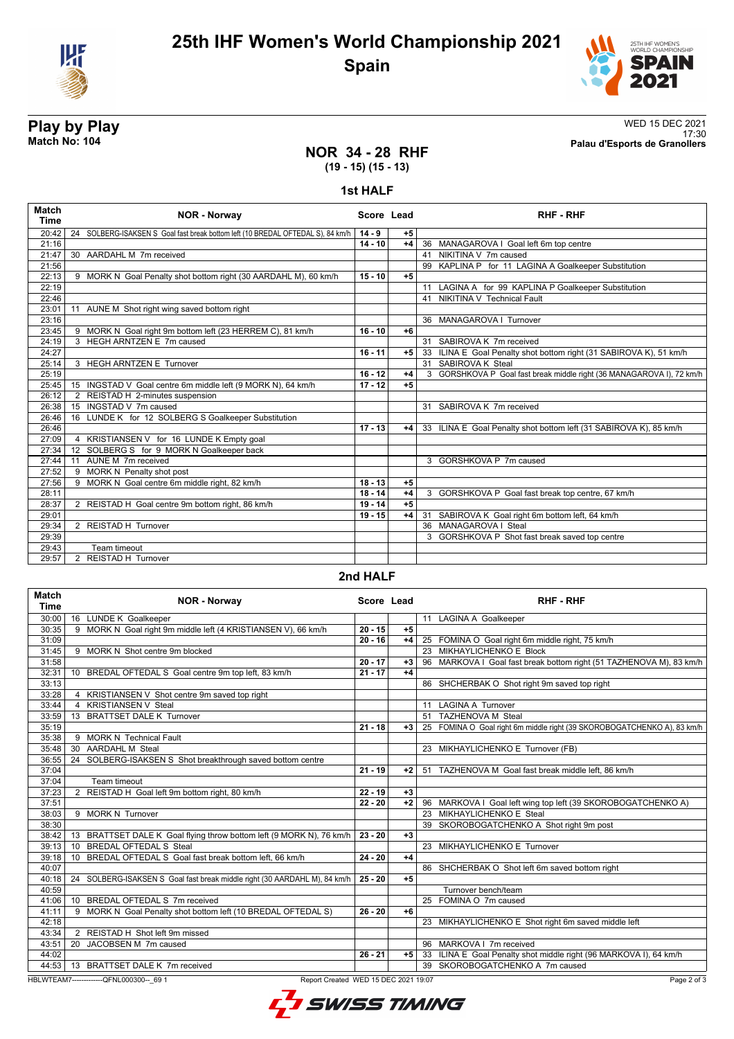# 25th IHF Women's World Championship 2021

## Spain

**Play by Play**
**Match No: 104**

WED 15 DEC 2021
17:30
**Palau d'Esports de Granollers**

## NOR 34 - 28 RHF
**(19 - 15) (15 - 13)**

### 1st HALF

| Match Time | NOR - Norway | Score | Lead | RHF - RHF |
|---|---|---|---|---|
| 20:42 | 24 SOLBERG-ISAKSEN S Goal fast break bottom left (10 BREDAL OFTEDAL S), 84 km/h | 14 - 9 | +5 | |
| 21:16 | | 14 - 10 | +4 | 36 MANAGAROVA I Goal left 6m top centre |
| 21:47 | 30 AARDAHL M 7m received | | | 41 NIKITINA V 7m caused |
| 21:56 | | | | 99 KAPLINA P for 11 LAGINA A Goalkeeper Substitution |
| 22:13 | 9 MORK N Goal Penalty shot bottom right (30 AARDAHL M), 60 km/h | 15 - 10 | +5 | |
| 22:19 | | | | 11 LAGINA A for 99 KAPLINA P Goalkeeper Substitution |
| 22:46 | | | | 41 NIKITINA V Technical Fault |
| 23:01 | 11 AUNE M Shot right wing saved bottom right | | | |
| 23:16 | | | | 36 MANAGAROVA I Turnover |
| 23:45 | 9 MORK N Goal right 9m bottom left (23 HERREM C), 81 km/h | 16 - 10 | +6 | |
| 24:19 | 3 HEGH ARNTZEN E 7m caused | | | 31 SABIROVA K 7m received |
| 24:27 | | 16 - 11 | +5 | 33 ILINA E Goal Penalty shot bottom right (31 SABIROVA K), 51 km/h |
| 25:14 | 3 HEGH ARNTZEN E Turnover | | | 31 SABIROVA K Steal |
| 25:19 | | 16 - 12 | +4 | 3 GORSHKOVA P Goal fast break middle right (36 MANAGAROVA I), 72 km/h |
| 25:45 | 15 INGSTAD V Goal centre 6m middle left (9 MORK N), 64 km/h | 17 - 12 | +5 | |
| 26:12 | 2 REISTAD H 2-minutes suspension | | | |
| 26:38 | 15 INGSTAD V 7m caused | | | 31 SABIROVA K 7m received |
| 26:46 | 16 LUNDE K for 12 SOLBERG S Goalkeeper Substitution | | | |
| 26:46 | | 17 - 13 | +4 | 33 ILINA E Goal Penalty shot bottom left (31 SABIROVA K), 85 km/h |
| 27:09 | 4 KRISTIANSEN V for 16 LUNDE K Empty goal | | | |
| 27:34 | 12 SOLBERG S for 9 MORK N Goalkeeper back | | | |
| 27:44 | 11 AUNE M 7m received | | | 3 GORSHKOVA P 7m caused |
| 27:52 | 9 MORK N Penalty shot post | | | |
| 27:56 | 9 MORK N Goal centre 6m middle right, 82 km/h | 18 - 13 | +5 | |
| 28:11 | | 18 - 14 | +4 | 3 GORSHKOVA P Goal fast break top centre, 67 km/h |
| 28:37 | 2 REISTAD H Goal centre 9m bottom right, 86 km/h | 19 - 14 | +5 | |
| 29:01 | | 19 - 15 | +4 | 31 SABIROVA K Goal right 6m bottom left, 64 km/h |
| 29:34 | 2 REISTAD H Turnover | | | 36 MANAGAROVA I Steal |
| 29:39 | | | | 3 GORSHKOVA P Shot fast break saved top centre |
| 29:43 | Team timeout | | | |
| 29:57 | 2 REISTAD H Turnover | | | |

### 2nd HALF

| Match Time | NOR - Norway | Score | Lead | RHF - RHF |
|---|---|---|---|---|
| 30:00 | 16 LUNDE K Goalkeeper | | | 11 LAGINA A Goalkeeper |
| 30:35 | 9 MORK N Goal right 9m middle left (4 KRISTIANSEN V), 66 km/h | 20 - 15 | +5 | |
| 31:09 | | 20 - 16 | +4 | 25 FOMINA O Goal right 6m middle right, 75 km/h |
| 31:45 | 9 MORK N Shot centre 9m blocked | | | 23 MIKHAYLICHENKO E Block |
| 31:58 | | 20 - 17 | +3 | 96 MARKOVA I Goal fast break bottom right (51 TAZHENOVA M), 83 km/h |
| 32:31 | 10 BREDAL OFTEDAL S Goal centre 9m top left, 83 km/h | 21 - 17 | +4 | |
| 33:13 | | | | 86 SHCHERBAK O Shot right 9m saved top right |
| 33:28 | 4 KRISTIANSEN V Shot centre 9m saved top right | | | |
| 33:44 | 4 KRISTIANSEN V Steal | | | 11 LAGINA A Turnover |
| 33:59 | 13 BRATTSET DALE K Turnover | | | 51 TAZHENOVA M Steal |
| 35:19 | | 21 - 18 | +3 | 25 FOMINA O Goal right 6m middle right (39 SKOROBOGATCHENKO A), 83 km/h |
| 35:38 | 9 MORK N Technical Fault | | | |
| 35:48 | 30 AARDAHL M Steal | | | 23 MIKHAYLICHENKO E Turnover (FB) |
| 36:55 | 24 SOLBERG-ISAKSEN S Shot breakthrough saved bottom centre | | | |
| 37:04 | | 21 - 19 | +2 | 51 TAZHENOVA M Goal fast break middle left, 86 km/h |
| 37:04 | Team timeout | | | |
| 37:23 | 2 REISTAD H Goal left 9m bottom right, 80 km/h | 22 - 19 | +3 | |
| 37:51 | | 22 - 20 | +2 | 96 MARKOVA I Goal left wing top left (39 SKOROBOGATCHENKO A) |
| 38:03 | 9 MORK N Turnover | | | 23 MIKHAYLICHENKO E Steal |
| 38:30 | | | | 39 SKOROBOGATCHENKO A Shot right 9m post |
| 38:42 | 13 BRATTSET DALE K Goal flying throw bottom left (9 MORK N), 76 km/h | 23 - 20 | +3 | |
| 39:13 | 10 BREDAL OFTEDAL S Steal | | | 23 MIKHAYLICHENKO E Turnover |
| 39:18 | 10 BREDAL OFTEDAL S Goal fast break bottom left, 66 km/h | 24 - 20 | +4 | |
| 40:07 | | | | 86 SHCHERBAK O Shot left 6m saved bottom right |
| 40:18 | 24 SOLBERG-ISAKSEN S Goal fast break middle right (30 AARDAHL M), 84 km/h | 25 - 20 | +5 | |
| 40:59 | | | | Turnover bench/team |
| 41:06 | 10 BREDAL OFTEDAL S 7m received | | | 25 FOMINA O 7m caused |
| 41:11 | 9 MORK N Goal Penalty shot bottom left (10 BREDAL OFTEDAL S) | 26 - 20 | +6 | |
| 42:18 | | | | 23 MIKHAYLICHENKO E Shot right 6m saved middle left |
| 43:34 | 2 REISTAD H Shot left 9m missed | | | |
| 43:51 | 20 JACOBSEN M 7m caused | | | 96 MARKOVA I 7m received |
| 44:02 | | 26 - 21 | +5 | 33 ILINA E Goal Penalty shot middle right (96 MARKOVA I), 64 km/h |
| 44:53 | 13 BRATTSET DALE K 7m received | | | 39 SKOROBOGATCHENKO A 7m caused |

HBLWTEAM7-------------QFNL000300--_69 1 Report Created WED 15 DEC 2021 19:07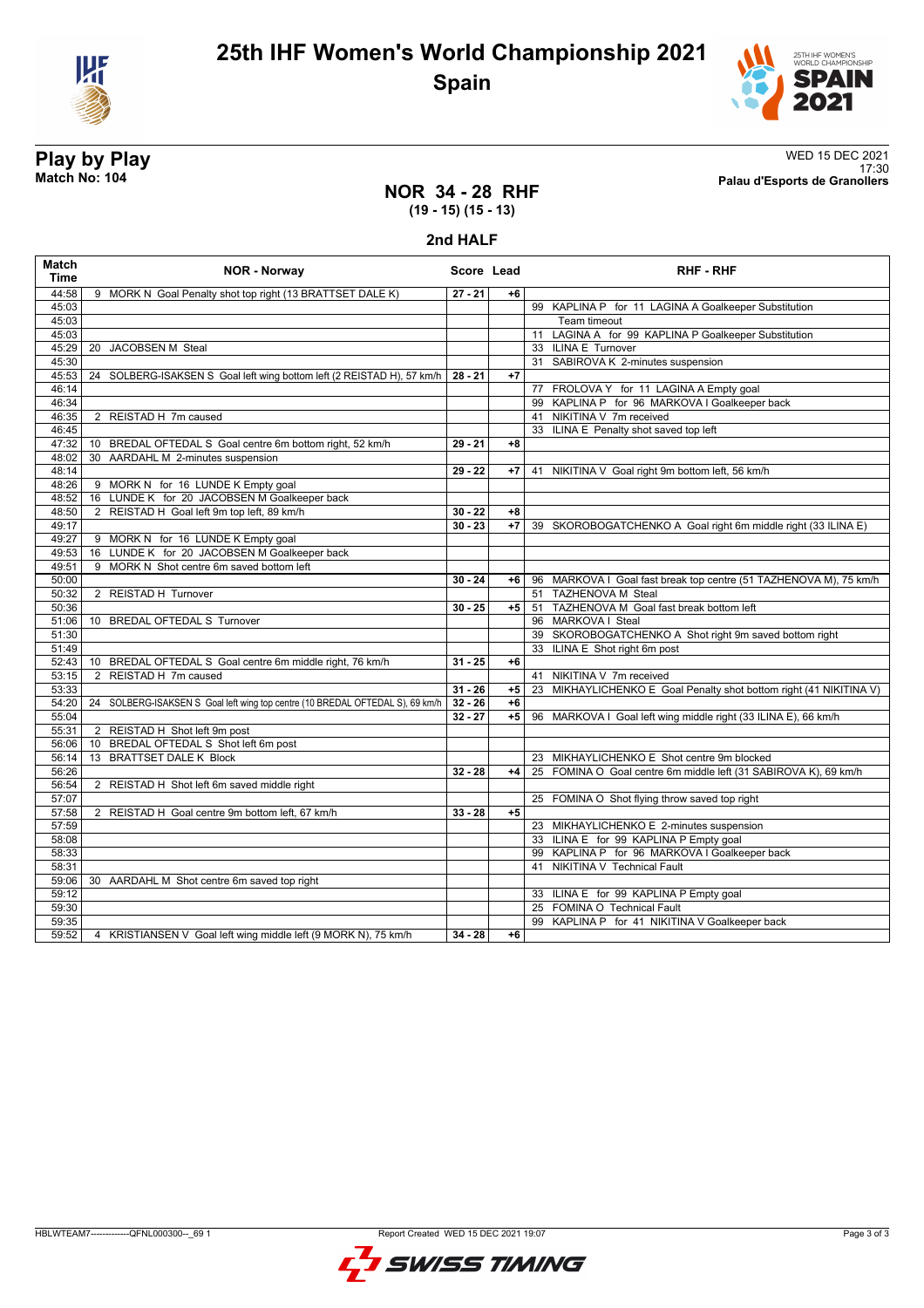# 25th IHF Women's World Championship 2021

## Spain

**Play by Play**
**Match No: 104**

WED 15 DEC 2021
17:30
**Palau d'Esports de Granollers**

## NOR 34 - 28 RHF

**(19 - 15) (15 - 13)**

### 2nd HALF

| Match Time | NOR - Norway | Score | Lead | RHF - RHF |
|---|---|---|---|---|
| 44:58 | 9 MORK N Goal Penalty shot top right (13 BRATTSET DALE K) | 27 - 21 | +6 | |
| 45:03 | | | | 99 KAPLINA P for 11 LAGINA A Goalkeeper Substitution |
| 45:03 | | | | Team timeout |
| 45:03 | | | | 11 LAGINA A for 99 KAPLINA P Goalkeeper Substitution |
| 45:29 | 20 JACOBSEN M Steal | | | 33 ILINA E Turnover |
| 45:30 | | | | 31 SABIROVA K 2-minutes suspension |
| 45:53 | 24 SOLBERG-ISAKSEN S Goal left wing bottom left (2 REISTAD H), 57 km/h | 28 - 21 | +7 | |
| 46:14 | | | | 77 FROLOVA Y for 11 LAGINA A Empty goal |
| 46:34 | | | | 99 KAPLINA P for 96 MARKOVA I Goalkeeper back |
| 46:35 | 2 REISTAD H 7m caused | | | 41 NIKITINA V 7m received |
| 46:45 | | | | 33 ILINA E Penalty shot saved top left |
| 47:32 | 10 BREDAL OFTEDAL S Goal centre 6m bottom right, 52 km/h | 29 - 21 | +8 | |
| 48:02 | 30 AARDAHL M 2-minutes suspension | | | |
| 48:14 | | 29 - 22 | +7 | 41 NIKITINA V Goal right 9m bottom left, 56 km/h |
| 48:26 | 9 MORK N for 16 LUNDE K Empty goal | | | |
| 48:52 | 16 LUNDE K for 20 JACOBSEN M Goalkeeper back | | | |
| 48:50 | 2 REISTAD H Goal left 9m top left, 89 km/h | 30 - 22 | +8 | |
| 49:17 | | 30 - 23 | +7 | 39 SKOROBOGATCHENKO A Goal right 6m middle right (33 ILINA E) |
| 49:27 | 9 MORK N for 16 LUNDE K Empty goal | | | |
| 49:53 | 16 LUNDE K for 20 JACOBSEN M Goalkeeper back | | | |
| 49:51 | 9 MORK N Shot centre 6m saved bottom left | | | |
| 50:00 | | 30 - 24 | +6 | 96 MARKOVA I Goal fast break top centre (51 TAZHENOVA M), 75 km/h |
| 50:32 | 2 REISTAD H Turnover | | | 51 TAZHENOVA M Steal |
| 50:36 | | 30 - 25 | +5 | 51 TAZHENOVA M Goal fast break bottom left |
| 51:06 | 10 BREDAL OFTEDAL S Turnover | | | 96 MARKOVA I Steal |
| 51:30 | | | | 39 SKOROBOGATCHENKO A Shot right 9m saved bottom right |
| 51:49 | | | | 33 ILINA E Shot right 6m post |
| 52:43 | 10 BREDAL OFTEDAL S Goal centre 6m middle right, 76 km/h | 31 - 25 | +6 | |
| 53:15 | 2 REISTAD H 7m caused | | | 41 NIKITINA V 7m received |
| 53:33 | | 31 - 26 | +5 | 23 MIKHAYLICHENKO E Goal Penalty shot bottom right (41 NIKITINA V) |
| 54:20 | 24 SOLBERG-ISAKSEN S Goal left wing top centre (10 BREDAL OFTEDAL S), 69 km/h | 32 - 26 | +6 | |
| 55:04 | | 32 - 27 | +5 | 96 MARKOVA I Goal left wing middle right (33 ILINA E), 66 km/h |
| 55:31 | 2 REISTAD H Shot left 9m post | | | |
| 56:06 | 10 BREDAL OFTEDAL S Shot left 6m post | | | |
| 56:14 | 13 BRATTSET DALE K Block | | | 23 MIKHAYLICHENKO E Shot centre 9m blocked |
| 56:26 | | 32 - 28 | +4 | 25 FOMINA O Goal centre 6m middle left (31 SABIROVA K), 69 km/h |
| 56:54 | 2 REISTAD H Shot left 6m saved middle right | | | |
| 57:07 | | | | 25 FOMINA O Shot flying throw saved top right |
| 57:58 | 2 REISTAD H Goal centre 9m bottom left, 67 km/h | 33 - 28 | +5 | |
| 57:59 | | | | 23 MIKHAYLICHENKO E 2-minutes suspension |
| 58:08 | | | | 33 ILINA E for 99 KAPLINA P Empty goal |
| 58:33 | | | | 99 KAPLINA P for 96 MARKOVA I Goalkeeper back |
| 58:31 | | | | 41 NIKITINA V Technical Fault |
| 59:06 | 30 AARDAHL M Shot centre 6m saved top right | | | |
| 59:12 | | | | 33 ILINA E for 99 KAPLINA P Empty goal |
| 59:30 | | | | 25 FOMINA O Technical Fault |
| 59:35 | | | | 99 KAPLINA P for 41 NIKITINA V Goalkeeper back |
| 59:52 | 4 KRISTIANSEN V Goal left wing middle left (9 MORK N), 75 km/h | 34 - 28 | +6 | |

HBLWTEAM7-------------QFNL000300--_69 1 Report Created WED 15 DEC 2021 19:07